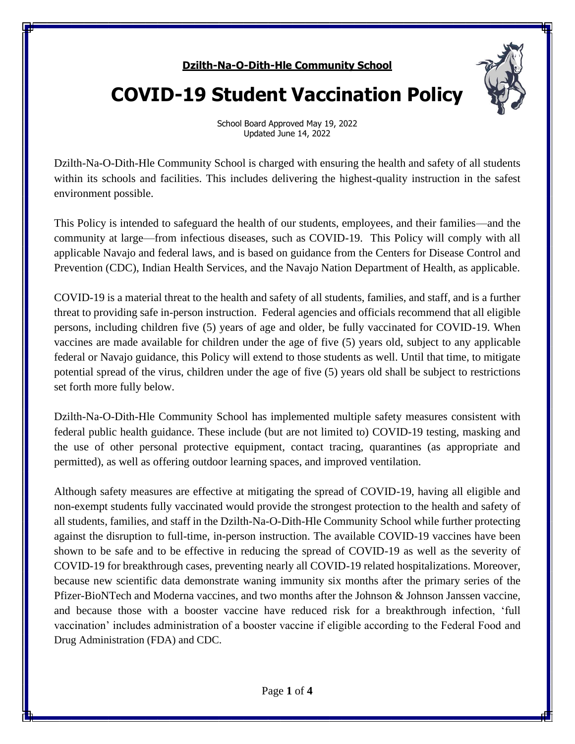**Dzilth-Na-O-Dith-Hle Community School**

# COVID-19 Student Vaccination Policy

School Board Approved May 19, 2022
Updated June 14, 2022

Dzilth-Na-O-Dith-Hle Community School is charged with ensuring the health and safety of all students within its schools and facilities. This includes delivering the highest-quality instruction in the safest environment possible.

This Policy is intended to safeguard the health of our students, employees, and their families—and the community at large—from infectious diseases, such as COVID-19. This Policy will comply with all applicable Navajo and federal laws, and is based on guidance from the Centers for Disease Control and Prevention (CDC), Indian Health Services, and the Navajo Nation Department of Health, as applicable.

COVID-19 is a material threat to the health and safety of all students, families, and staff, and is a further threat to providing safe in-person instruction. Federal agencies and officials recommend that all eligible persons, including children five (5) years of age and older, be fully vaccinated for COVID-19. When vaccines are made available for children under the age of five (5) years old, subject to any applicable federal or Navajo guidance, this Policy will extend to those students as well. Until that time, to mitigate potential spread of the virus, children under the age of five (5) years old shall be subject to restrictions set forth more fully below.

Dzilth-Na-O-Dith-Hle Community School has implemented multiple safety measures consistent with federal public health guidance. These include (but are not limited to) COVID-19 testing, masking and the use of other personal protective equipment, contact tracing, quarantines (as appropriate and permitted), as well as offering outdoor learning spaces, and improved ventilation.

Although safety measures are effective at mitigating the spread of COVID-19, having all eligible and non-exempt students fully vaccinated would provide the strongest protection to the health and safety of all students, families, and staff in the Dzilth-Na-O-Dith-Hle Community School while further protecting against the disruption to full-time, in-person instruction. The available COVID-19 vaccines have been shown to be safe and to be effective in reducing the spread of COVID-19 as well as the severity of COVID-19 for breakthrough cases, preventing nearly all COVID-19 related hospitalizations. Moreover, because new scientific data demonstrate waning immunity six months after the primary series of the Pfizer-BioNTech and Moderna vaccines, and two months after the Johnson & Johnson Janssen vaccine, and because those with a booster vaccine have reduced risk for a breakthrough infection, 'full vaccination' includes administration of a booster vaccine if eligible according to the Federal Food and Drug Administration (FDA) and CDC.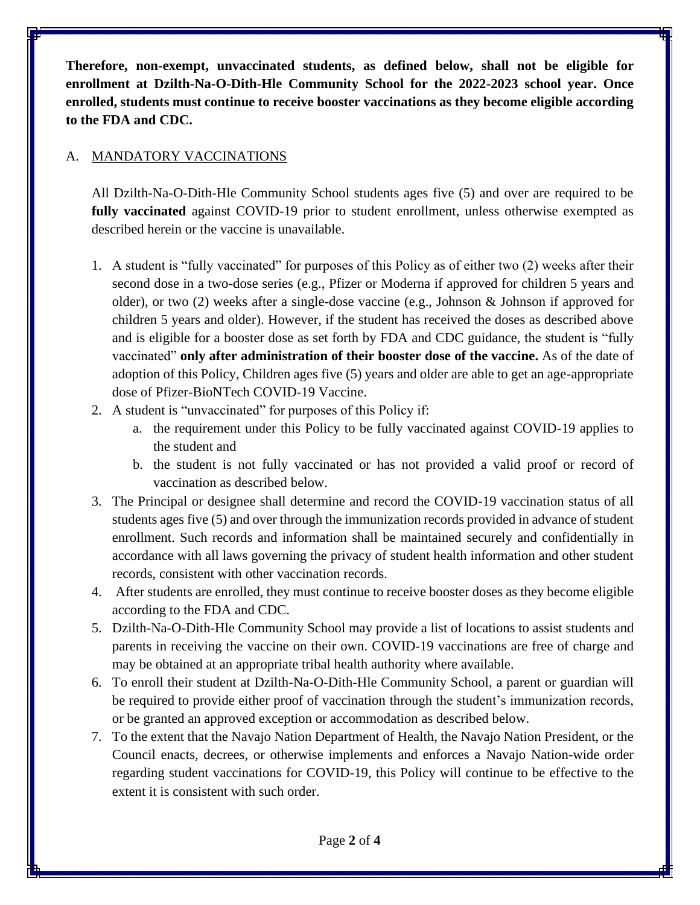**Therefore, non-exempt, unvaccinated students, as defined below, shall not be eligible for enrollment at Dzilth-Na-O-Dith-Hle Community School for the 2022-2023 school year. Once enrolled, students must continue to receive booster vaccinations as they become eligible according to the FDA and CDC.**

A. MANDATORY VACCINATIONS

All Dzilth-Na-O-Dith-Hle Community School students ages five (5) and over are required to be **fully vaccinated** against COVID-19 prior to student enrollment, unless otherwise exempted as described herein or the vaccine is unavailable.

1. A student is "fully vaccinated" for purposes of this Policy as of either two (2) weeks after their second dose in a two-dose series (e.g., Pfizer or Moderna if approved for children 5 years and older), or two (2) weeks after a single-dose vaccine (e.g., Johnson & Johnson if approved for children 5 years and older). However, if the student has received the doses as described above and is eligible for a booster dose as set forth by FDA and CDC guidance, the student is "fully vaccinated" **only after administration of their booster dose of the vaccine.** As of the date of adoption of this Policy, Children ages five (5) years and older are able to get an age-appropriate dose of Pfizer-BioNTech COVID-19 Vaccine.
2. A student is "unvaccinated" for purposes of this Policy if:
   a. the requirement under this Policy to be fully vaccinated against COVID-19 applies to the student and
   b. the student is not fully vaccinated or has not provided a valid proof or record of vaccination as described below.
3. The Principal or designee shall determine and record the COVID-19 vaccination status of all students ages five (5) and over through the immunization records provided in advance of student enrollment. Such records and information shall be maintained securely and confidentially in accordance with all laws governing the privacy of student health information and other student records, consistent with other vaccination records.
4. After students are enrolled, they must continue to receive booster doses as they become eligible according to the FDA and CDC.
5. Dzilth-Na-O-Dith-Hle Community School may provide a list of locations to assist students and parents in receiving the vaccine on their own. COVID-19 vaccinations are free of charge and may be obtained at an appropriate tribal health authority where available.
6. To enroll their student at Dzilth-Na-O-Dith-Hle Community School, a parent or guardian will be required to provide either proof of vaccination through the student's immunization records, or be granted an approved exception or accommodation as described below.
7. To the extent that the Navajo Nation Department of Health, the Navajo Nation President, or the Council enacts, decrees, or otherwise implements and enforces a Navajo Nation-wide order regarding student vaccinations for COVID-19, this Policy will continue to be effective to the extent it is consistent with such order.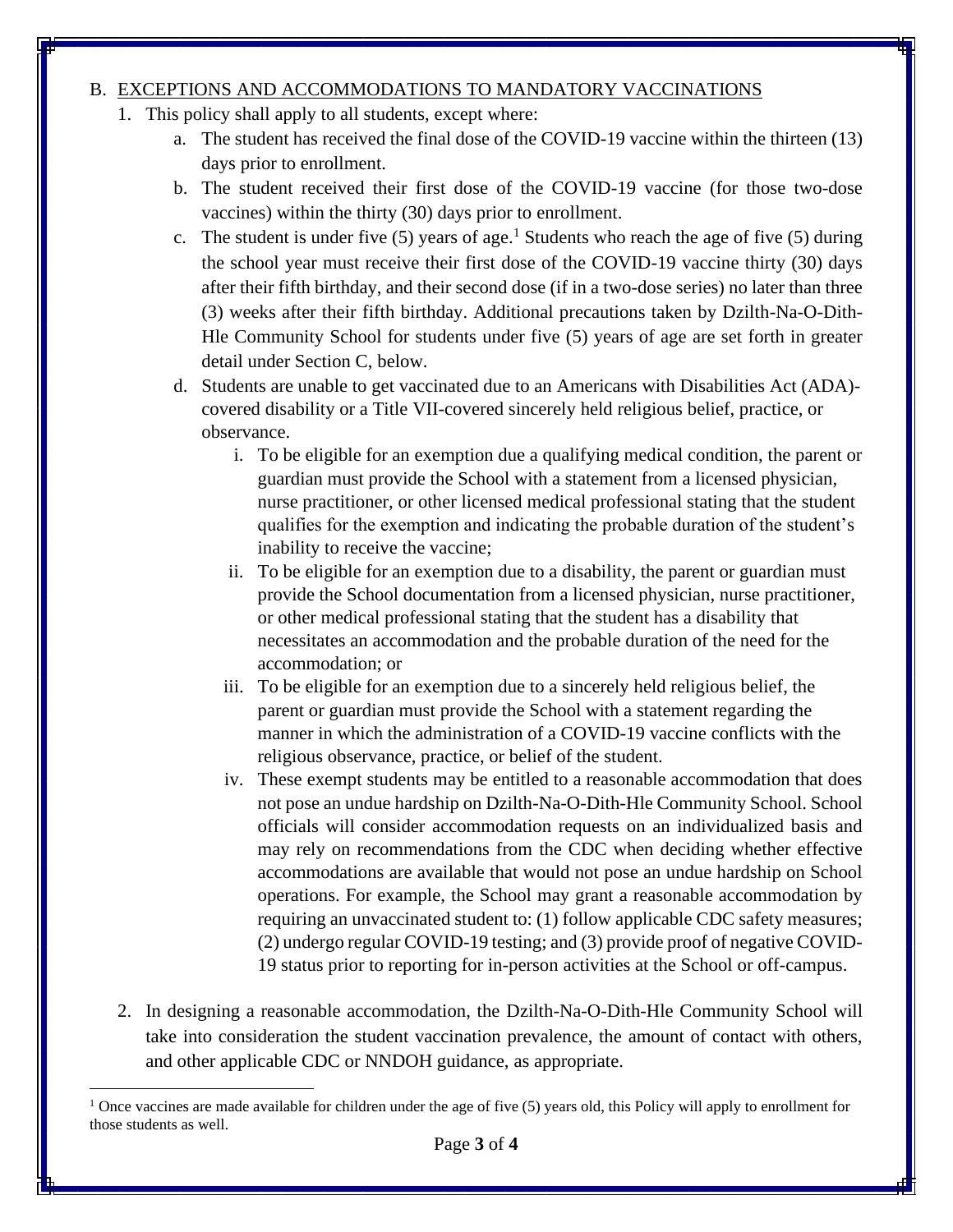## B. EXCEPTIONS AND ACCOMMODATIONS TO MANDATORY VACCINATIONS

1. This policy shall apply to all students, except where:
   a. The student has received the final dose of the COVID-19 vaccine within the thirteen (13) days prior to enrollment.
   b. The student received their first dose of the COVID-19 vaccine (for those two-dose vaccines) within the thirty (30) days prior to enrollment.
   c. The student is under five (5) years of age.[1] Students who reach the age of five (5) during the school year must receive their first dose of the COVID-19 vaccine thirty (30) days after their fifth birthday, and their second dose (if in a two-dose series) no later than three (3) weeks after their fifth birthday. Additional precautions taken by Dzilth-Na-O-Dith-Hle Community School for students under five (5) years of age are set forth in greater detail under Section C, below.
   d. Students are unable to get vaccinated due to an Americans with Disabilities Act (ADA)-covered disability or a Title VII-covered sincerely held religious belief, practice, or observance.
      i. To be eligible for an exemption due a qualifying medical condition, the parent or guardian must provide the School with a statement from a licensed physician, nurse practitioner, or other licensed medical professional stating that the student qualifies for the exemption and indicating the probable duration of the student's inability to receive the vaccine;
      ii. To be eligible for an exemption due to a disability, the parent or guardian must provide the School documentation from a licensed physician, nurse practitioner, or other medical professional stating that the student has a disability that necessitates an accommodation and the probable duration of the need for the accommodation; or
      iii. To be eligible for an exemption due to a sincerely held religious belief, the parent or guardian must provide the School with a statement regarding the manner in which the administration of a COVID-19 vaccine conflicts with the religious observance, practice, or belief of the student.
      iv. These exempt students may be entitled to a reasonable accommodation that does not pose an undue hardship on Dzilth-Na-O-Dith-Hle Community School. School officials will consider accommodation requests on an individualized basis and may rely on recommendations from the CDC when deciding whether effective accommodations are available that would not pose an undue hardship on School operations. For example, the School may grant a reasonable accommodation by requiring an unvaccinated student to: (1) follow applicable CDC safety measures; (2) undergo regular COVID-19 testing; and (3) provide proof of negative COVID-19 status prior to reporting for in-person activities at the School or off-campus.

2. In designing a reasonable accommodation, the Dzilth-Na-O-Dith-Hle Community School will take into consideration the student vaccination prevalence, the amount of contact with others, and other applicable CDC or NNDOH guidance, as appropriate.

---

[1] Once vaccines are made available for children under the age of five (5) years old, this Policy will apply to enrollment for those students as well.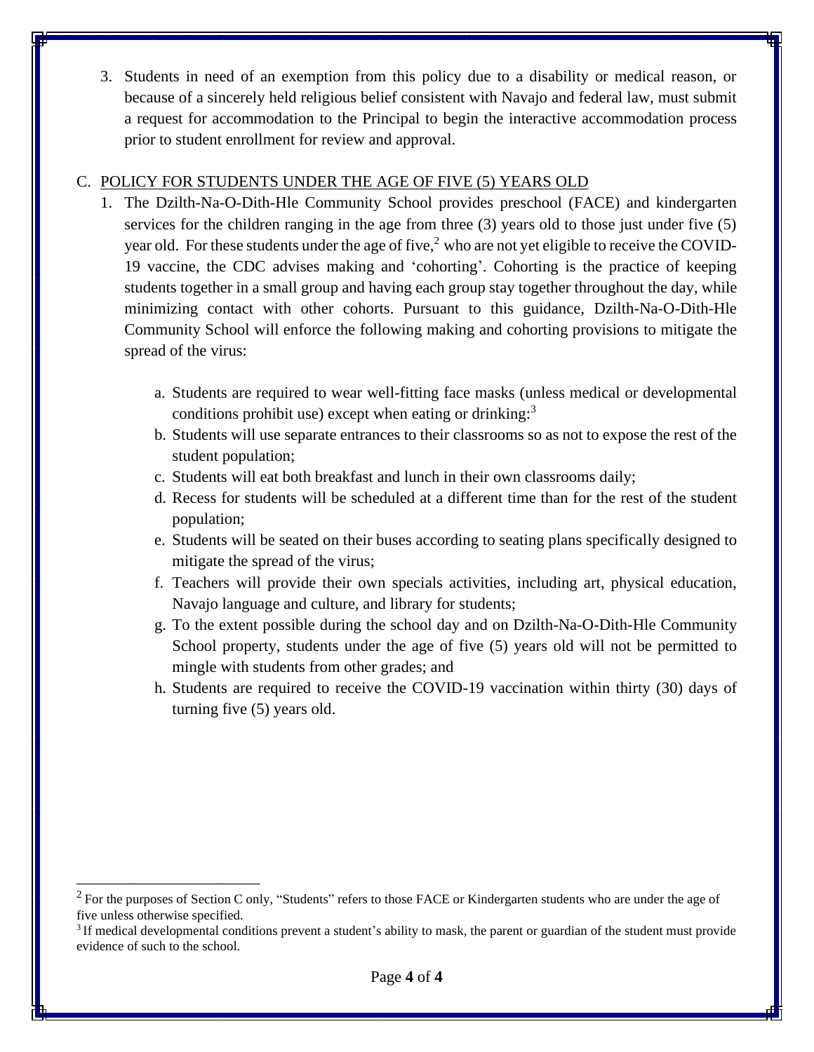3. Students in need of an exemption from this policy due to a disability or medical reason, or because of a sincerely held religious belief consistent with Navajo and federal law, must submit a request for accommodation to the Principal to begin the interactive accommodation process prior to student enrollment for review and approval.

C. <u>POLICY FOR STUDENTS UNDER THE AGE OF FIVE (5) YEARS OLD</u>

1. The Dzilth-Na-O-Dith-Hle Community School provides preschool (FACE) and kindergarten services for the children ranging in the age from three (3) years old to those just under five (5) year old. For these students under the age of five,[2] who are not yet eligible to receive the COVID-19 vaccine, the CDC advises making and 'cohorting'. Cohorting is the practice of keeping students together in a small group and having each group stay together throughout the day, while minimizing contact with other cohorts. Pursuant to this guidance, Dzilth-Na-O-Dith-Hle Community School will enforce the following making and cohorting provisions to mitigate the spread of the virus:

   a. Students are required to wear well-fitting face masks (unless medical or developmental conditions prohibit use) except when eating or drinking:[3]
   b. Students will use separate entrances to their classrooms so as not to expose the rest of the student population;
   c. Students will eat both breakfast and lunch in their own classrooms daily;
   d. Recess for students will be scheduled at a different time than for the rest of the student population;
   e. Students will be seated on their buses according to seating plans specifically designed to mitigate the spread of the virus;
   f. Teachers will provide their own specials activities, including art, physical education, Navajo language and culture, and library for students;
   g. To the extent possible during the school day and on Dzilth-Na-O-Dith-Hle Community School property, students under the age of five (5) years old will not be permitted to mingle with students from other grades; and
   h. Students are required to receive the COVID-19 vaccination within thirty (30) days of turning five (5) years old.

---

[2] For the purposes of Section C only, "Students" refers to those FACE or Kindergarten students who are under the age of five unless otherwise specified.

[3] If medical developmental conditions prevent a student's ability to mask, the parent or guardian of the student must provide evidence of such to the school.